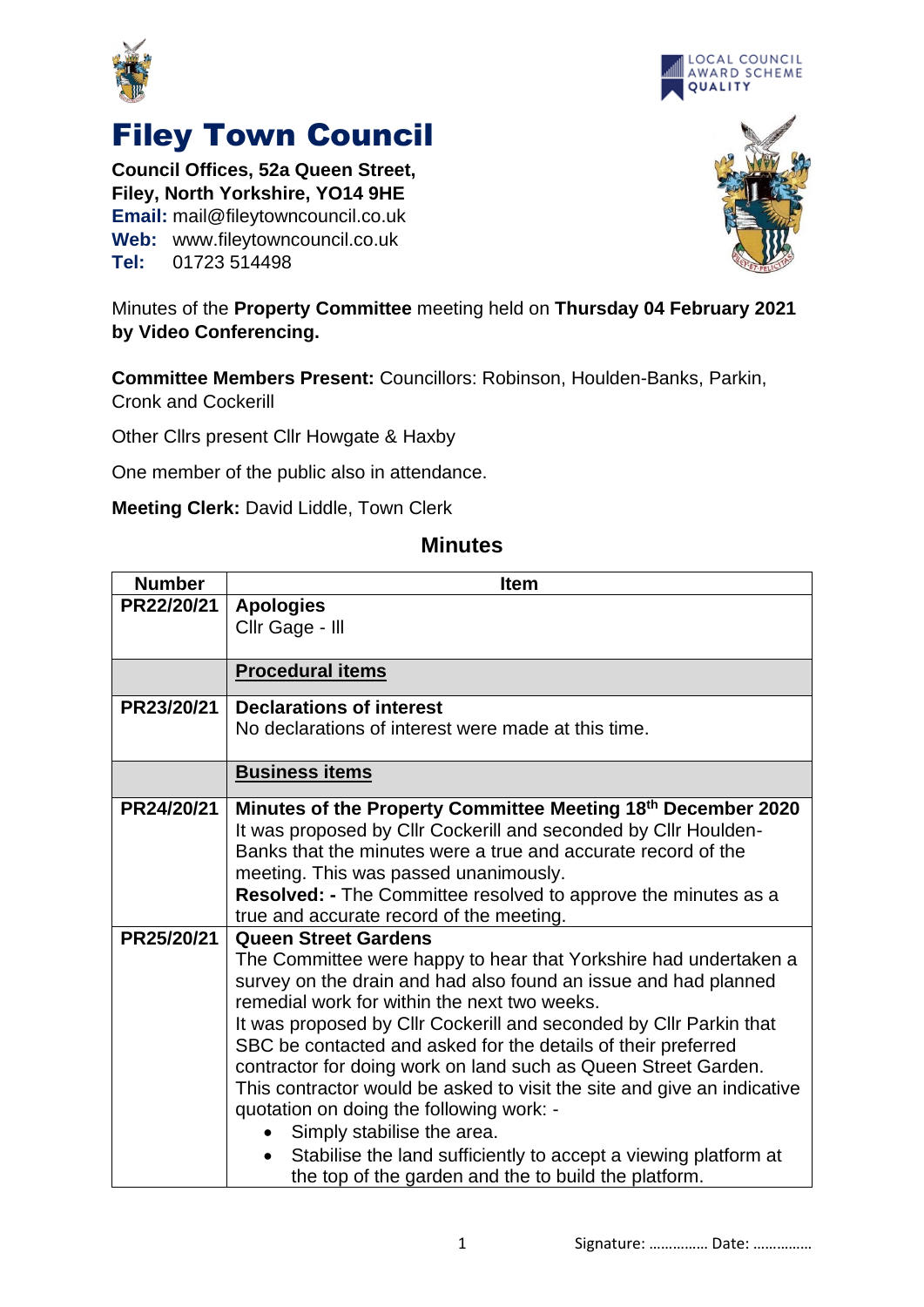# Filey Town Council

**Council Offices, 52a Queen Street,**
**Filey, North Yorkshire, YO14 9HE**
**Email:** mail@fileytowncouncil.co.uk
**Web:** www.fileytowncouncil.co.uk
**Tel:** 01723 514498

Minutes of the **Property Committee** meeting held on **Thursday 04 February 2021 by Video Conferencing.**

**Committee Members Present:** Councillors: Robinson, Houlden-Banks, Parkin, Cronk and Cockerill

Other Cllrs present Cllr Howgate & Haxby

One member of the public also in attendance.

**Meeting Clerk:** David Liddle, Town Clerk

## Minutes

| Number | Item |
|---|---|
| PR22/20/21 | **Apologies**<br>Cllr Gage - Ill |
| | **Procedural items** |
| PR23/20/21 | **Declarations of interest**<br>No declarations of interest were made at this time. |
| | **Business items** |
| PR24/20/21 | **Minutes of the Property Committee Meeting 18th December 2020**<br>It was proposed by Cllr Cockerill and seconded by Cllr Houlden-Banks that the minutes were a true and accurate record of the meeting. This was passed unanimously.<br>**Resolved: -** The Committee resolved to approve the minutes as a true and accurate record of the meeting. |
| PR25/20/21 | **Queen Street Gardens**<br>The Committee were happy to hear that Yorkshire had undertaken a survey on the drain and had also found an issue and had planned remedial work for within the next two weeks.<br>It was proposed by Cllr Cockerill and seconded by Cllr Parkin that SBC be contacted and asked for the details of their preferred contractor for doing work on land such as Queen Street Garden. This contractor would be asked to visit the site and give an indicative quotation on doing the following work: -<br>• Simply stabilise the area.<br>• Stabilise the land sufficiently to accept a viewing platform at the top of the garden and the to build the platform. |

Signature: …………… Date: ……………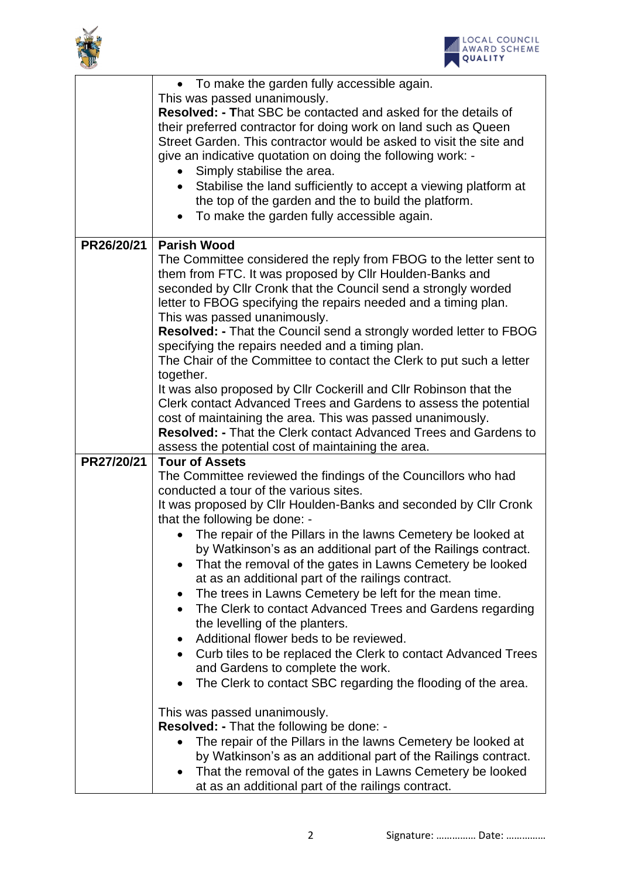| | |
|---|---|
| | • To make the garden fully accessible again.<br>This was passed unanimously.<br>**Resolved: - T**hat SBC be contacted and asked for the details of their preferred contractor for doing work on land such as Queen Street Garden. This contractor would be asked to visit the site and give an indicative quotation on doing the following work: -<br>• Simply stabilise the area.<br>• Stabilise the land sufficiently to accept a viewing platform at the top of the garden and the to build the platform.<br>• To make the garden fully accessible again. |
| **PR26/20/21** | **Parish Wood**<br>The Committee considered the reply from FBOG to the letter sent to them from FTC. It was proposed by Cllr Houlden-Banks and seconded by Cllr Cronk that the Council send a strongly worded letter to FBOG specifying the repairs needed and a timing plan. This was passed unanimously.<br>**Resolved: -** That the Council send a strongly worded letter to FBOG specifying the repairs needed and a timing plan.<br>The Chair of the Committee to contact the Clerk to put such a letter together.<br>It was also proposed by Cllr Cockerill and Cllr Robinson that the Clerk contact Advanced Trees and Gardens to assess the potential cost of maintaining the area. This was passed unanimously.<br>**Resolved: -** That the Clerk contact Advanced Trees and Gardens to assess the potential cost of maintaining the area. |
| **PR27/20/21** | **Tour of Assets**<br>The Committee reviewed the findings of the Councillors who had conducted a tour of the various sites.<br>It was proposed by Cllr Houlden-Banks and seconded by Cllr Cronk that the following be done: -<br>• The repair of the Pillars in the lawns Cemetery be looked at by Watkinson's as an additional part of the Railings contract.<br>• That the removal of the gates in Lawns Cemetery be looked at as an additional part of the railings contract.<br>• The trees in Lawns Cemetery be left for the mean time.<br>• The Clerk to contact Advanced Trees and Gardens regarding the levelling of the planters.<br>• Additional flower beds to be reviewed.<br>• Curb tiles to be replaced the Clerk to contact Advanced Trees and Gardens to complete the work.<br>• The Clerk to contact SBC regarding the flooding of the area.<br><br>This was passed unanimously.<br>**Resolved: -** That the following be done: -<br>• The repair of the Pillars in the lawns Cemetery be looked at by Watkinson's as an additional part of the Railings contract.<br>• That the removal of the gates in Lawns Cemetery be looked at as an additional part of the railings contract. |

Signature: …………… Date: ……………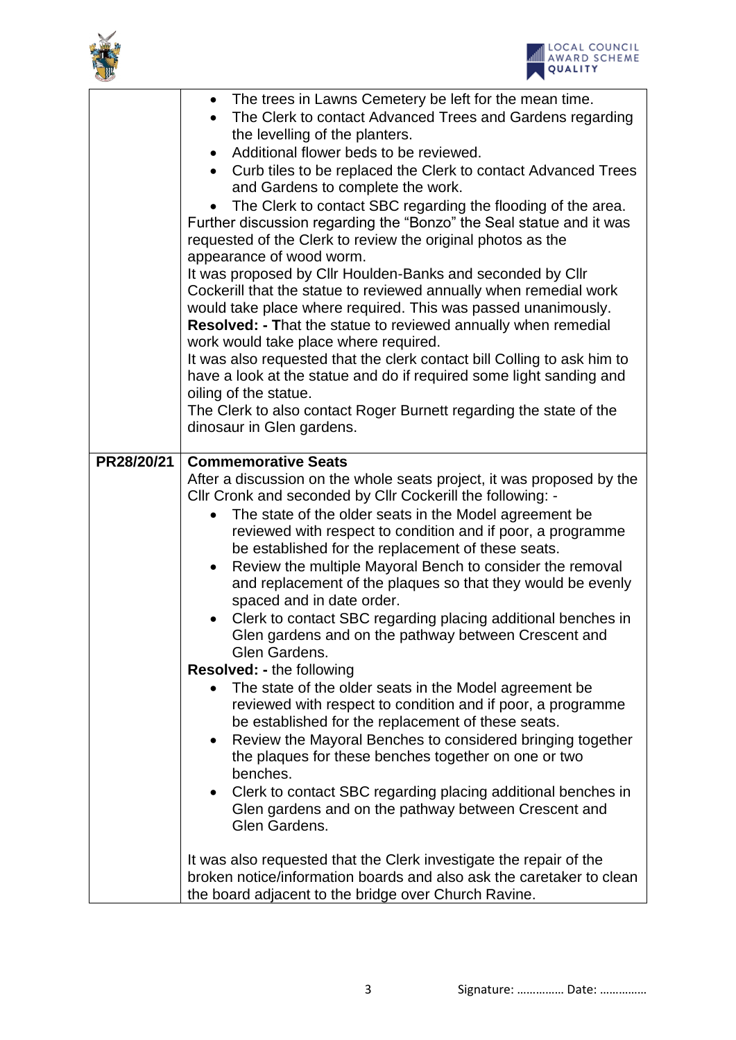| | |
|---|---|
| | • The trees in Lawns Cemetery be left for the mean time.<br>• The Clerk to contact Advanced Trees and Gardens regarding the levelling of the planters.<br>• Additional flower beds to be reviewed.<br>• Curb tiles to be replaced the Clerk to contact Advanced Trees and Gardens to complete the work.<br>• The Clerk to contact SBC regarding the flooding of the area.<br>Further discussion regarding the "Bonzo" the Seal statue and it was requested of the Clerk to review the original photos as the appearance of wood worm.<br>It was proposed by Cllr Houlden-Banks and seconded by Cllr Cockerill that the statue to reviewed annually when remedial work would take place where required. This was passed unanimously.<br>**Resolved: - T**hat the statue to reviewed annually when remedial work would take place where required.<br>It was also requested that the clerk contact bill Colling to ask him to have a look at the statue and do if required some light sanding and oiling of the statue.<br>The Clerk to also contact Roger Burnett regarding the state of the dinosaur in Glen gardens. |
| **PR28/20/21** | **Commemorative Seats**<br>After a discussion on the whole seats project, it was proposed by the Cllr Cronk and seconded by Cllr Cockerill the following: -<br>• The state of the older seats in the Model agreement be reviewed with respect to condition and if poor, a programme be established for the replacement of these seats.<br>• Review the multiple Mayoral Bench to consider the removal and replacement of the plaques so that they would be evenly spaced and in date order.<br>• Clerk to contact SBC regarding placing additional benches in Glen gardens and on the pathway between Crescent and Glen Gardens.<br>**Resolved: -** the following<br>• The state of the older seats in the Model agreement be reviewed with respect to condition and if poor, a programme be established for the replacement of these seats.<br>• Review the Mayoral Benches to considered bringing together the plaques for these benches together on one or two benches.<br>• Clerk to contact SBC regarding placing additional benches in Glen gardens and on the pathway between Crescent and Glen Gardens.<br><br>It was also requested that the Clerk investigate the repair of the broken notice/information boards and also ask the caretaker to clean the board adjacent to the bridge over Church Ravine. |

Signature: …………… Date: ……………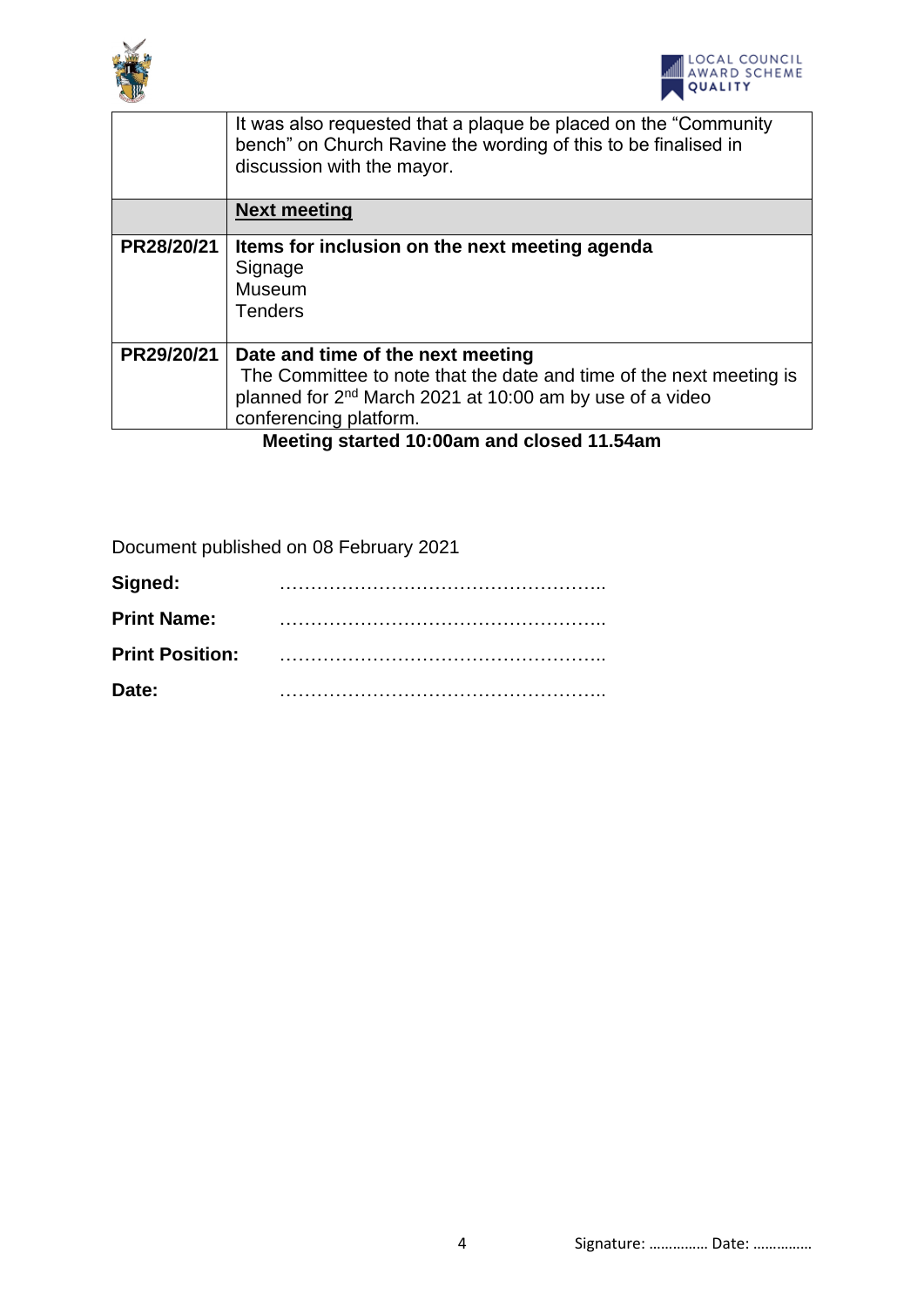| | |
|---|---|
| | It was also requested that a plaque be placed on the "Community bench" on Church Ravine the wording of this to be finalised in discussion with the mayor. |
| | **Next meeting** |
| **PR28/20/21** | **Items for inclusion on the next meeting agenda**<br>Signage<br>Museum<br>Tenders |
| **PR29/20/21** | **Date and time of the next meeting**<br>The Committee to note that the date and time of the next meeting is planned for 2nd March 2021 at 10:00 am by use of a video conferencing platform. |

**Meeting started 10:00am and closed 11.54am**

Document published on 08 February 2021

**Signed:** ……………………………………………..

**Print Name:** ……………………………………………..

**Print Position:** ……………………………………………..

**Date:** ……………………………………………..

Signature: …………… Date: ……………